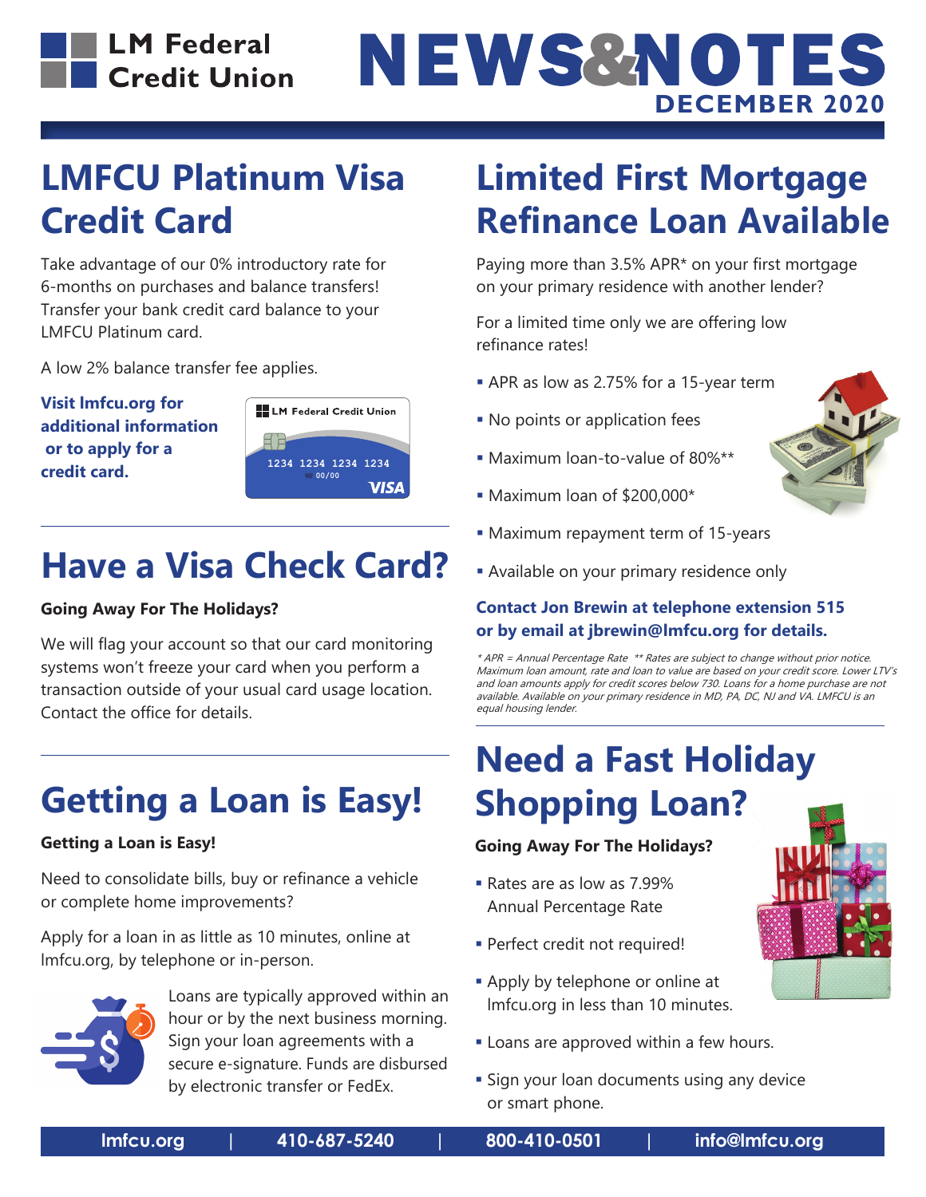# LM Federal Credit Union

# NEWS&NOTES

**DECEMBER 2020**

## LMFCU Platinum Visa Credit Card

Take advantage of our 0% introductory rate for 6-months on purchases and balance transfers! Transfer your bank credit card balance to your LMFCU Platinum card.

A low 2% balance transfer fee applies.

**Visit lmfcu.org for additional information or to apply for a credit card.**

## Have a Visa Check Card?

**Going Away For The Holidays?**

We will flag your account so that our card monitoring systems won't freeze your card when you perform a transaction outside of your usual card usage location. Contact the office for details.

## Getting a Loan is Easy!

**Getting a Loan is Easy!**

Need to consolidate bills, buy or refinance a vehicle or complete home improvements?

Apply for a loan in as little as 10 minutes, online at lmfcu.org, by telephone or in-person.

Loans are typically approved within an hour or by the next business morning. Sign your loan agreements with a secure e-signature. Funds are disbursed by electronic transfer or FedEx.

## Limited First Mortgage Refinance Loan Available

Paying more than 3.5% APR* on your first mortgage on your primary residence with another lender?

For a limited time only we are offering low refinance rates!

- APR as low as 2.75% for a 15-year term
- No points or application fees
- Maximum loan-to-value of 80%**
- Maximum loan of $200,000*
- Maximum repayment term of 15-years
- Available on your primary residence only

**Contact Jon Brewin at telephone extension 515 or by email at jbrewin@lmfcu.org for details.**

*\* APR = Annual Percentage Rate \*\* Rates are subject to change without prior notice. Maximum loan amount, rate and loan to value are based on your credit score. Lower LTV's and loan amounts apply for credit scores below 730. Loans for a home purchase are not available. Available on your primary residence in MD, PA, DC, NJ and VA. LMFCU is an equal housing lender.*

## Need a Fast Holiday Shopping Loan?

**Going Away For The Holidays?**

- Rates are as low as 7.99% Annual Percentage Rate
- Perfect credit not required!
- Apply by telephone or online at lmfcu.org in less than 10 minutes.
- Loans are approved within a few hours.
- Sign your loan documents using any device or smart phone.

lmfcu.org | 410-687-5240 | 800-410-0501 | info@lmfcu.org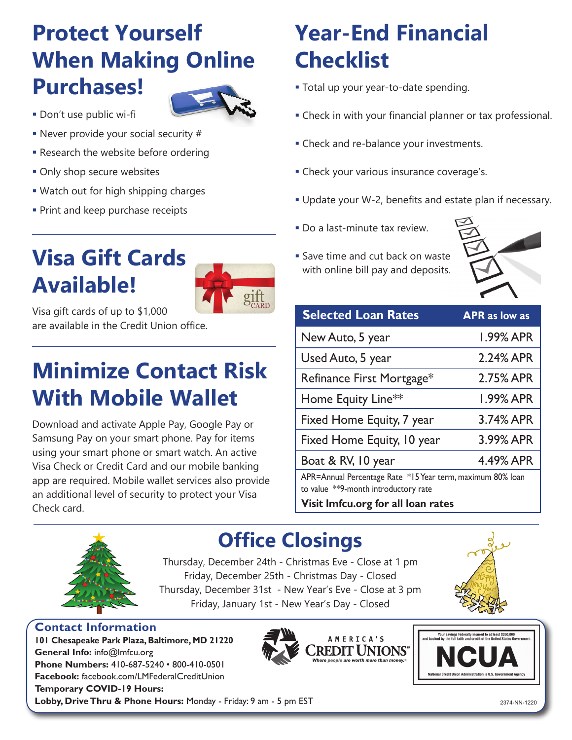# Protect Yourself When Making Online Purchases!

- Don't use public wi-fi
- Never provide your social security #
- Research the website before ordering
- Only shop secure websites
- Watch out for high shipping charges
- Print and keep purchase receipts

# Visa Gift Cards Available!

Visa gift cards of up to $1,000 are available in the Credit Union office.

# Minimize Contact Risk With Mobile Wallet

Download and activate Apple Pay, Google Pay or Samsung Pay on your smart phone. Pay for items using your smart phone or smart watch. An active Visa Check or Credit Card and our mobile banking app are required. Mobile wallet services also provide an additional level of security to protect your Visa Check card.

# Year-End Financial Checklist

- Total up your year-to-date spending.
- Check in with your financial planner or tax professional.
- Check and re-balance your investments.
- Check your various insurance coverage's.
- Update your W-2, benefits and estate plan if necessary.
- Do a last-minute tax review.
- Save time and cut back on waste with online bill pay and deposits.

| Selected Loan Rates | APR as low as |
|---|---|
| New Auto, 5 year | 1.99% APR |
| Used Auto, 5 year | 2.24% APR |
| Refinance First Mortgage* | 2.75% APR |
| Home Equity Line** | 1.99% APR |
| Fixed Home Equity, 7 year | 3.74% APR |
| Fixed Home Equity, 10 year | 3.99% APR |
| Boat & RV, 10 year | 4.49% APR |

APR=Annual Percentage Rate *15 Year term, maximum 80% loan to value **9-month introductory rate

**Visit lmfcu.org for all loan rates**

# Office Closings

Thursday, December 24th - Christmas Eve - Close at 1 pm
Friday, December 25th - Christmas Day - Closed
Thursday, December 31st - New Year's Eve - Close at 3 pm
Friday, January 1st - New Year's Day - Closed

## Contact Information

**101 Chesapeake Park Plaza, Baltimore, MD 21220**
**General Info:** info@lmfcu.org
**Phone Numbers:** 410-687-5240 • 800-410-0501
**Facebook:** facebook.com/LMFederalCreditUnion
**Temporary COVID-19 Hours:**
**Lobby, Drive Thru & Phone Hours:** Monday - Friday: 9 am - 5 pm EST

AMERICA'S CREDIT UNIONS™ Where people are worth more than money.™

Your savings federally insured to at least $250,000 and backed by the full faith and credit of the United States Government

NCUA

National Credit Union Administration, a U.S. Government Agency

2374-NN-1220